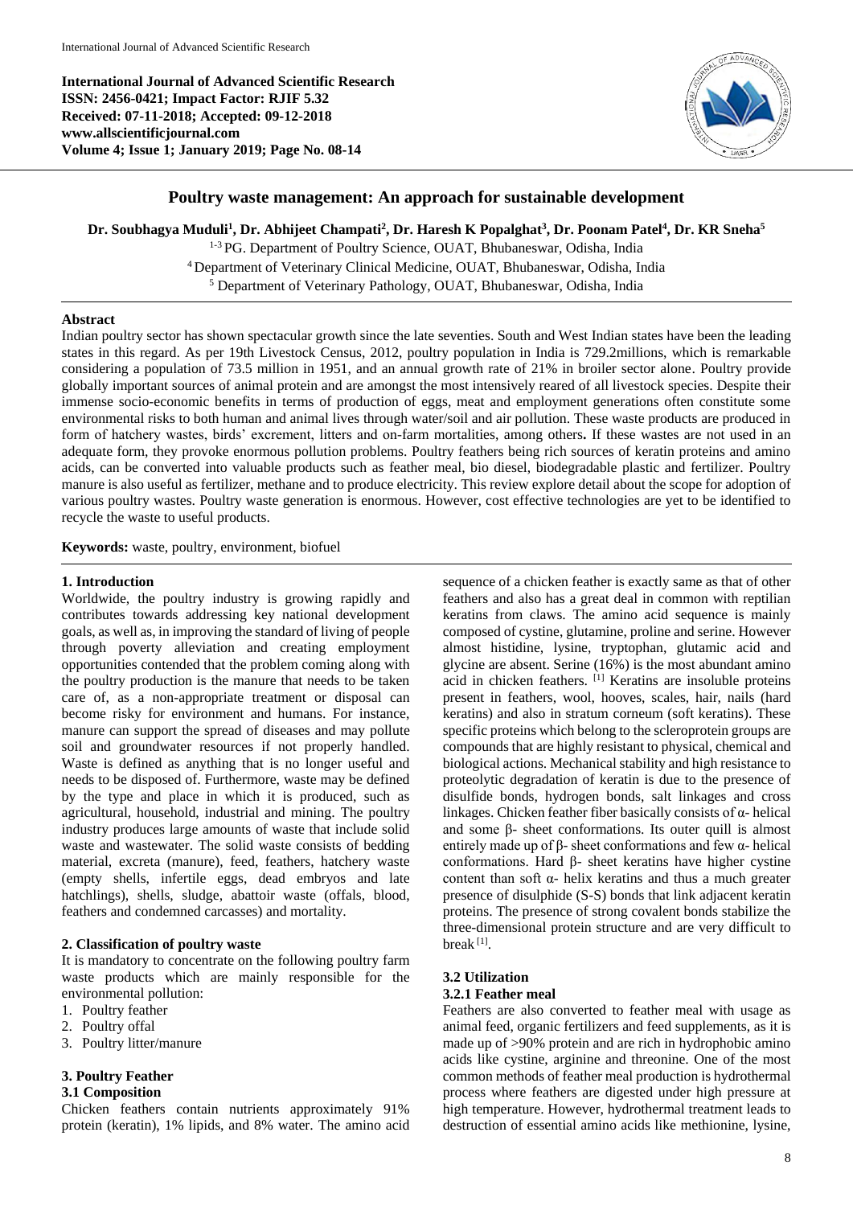International Journal of Advanced Scientific Research
ISSN: 2456-0421; Impact Factor: RJIF 5.32
Received: 07-11-2018; Accepted: 09-12-2018
www.allscientificjournal.com
Volume 4; Issue 1; January 2019; Page No. 08-14

# Poultry waste management: An approach for sustainable development

**Dr. Soubhagya Muduli[1], Dr. Abhijeet Champati[2], Dr. Haresh K Popalghat[3], Dr. Poonam Patel[4], Dr. KR Sneha[5]**

[1-3] PG. Department of Poultry Science, OUAT, Bhubaneswar, Odisha, India
[4] Department of Veterinary Clinical Medicine, OUAT, Bhubaneswar, Odisha, India
[5] Department of Veterinary Pathology, OUAT, Bhubaneswar, Odisha, India

## Abstract

Indian poultry sector has shown spectacular growth since the late seventies. South and West Indian states have been the leading states in this regard. As per 19th Livestock Census, 2012, poultry population in India is 729.2millions, which is remarkable considering a population of 73.5 million in 1951, and an annual growth rate of 21% in broiler sector alone. Poultry provide globally important sources of animal protein and are amongst the most intensively reared of all livestock species. Despite their immense socio-economic benefits in terms of production of eggs, meat and employment generations often constitute some environmental risks to both human and animal lives through water/soil and air pollution. These waste products are produced in form of hatchery wastes, birds' excrement, litters and on-farm mortalities, among others**.** If these wastes are not used in an adequate form, they provoke enormous pollution problems. Poultry feathers being rich sources of keratin proteins and amino acids, can be converted into valuable products such as feather meal, bio diesel, biodegradable plastic and fertilizer. Poultry manure is also useful as fertilizer, methane and to produce electricity. This review explore detail about the scope for adoption of various poultry wastes. Poultry waste generation is enormous. However, cost effective technologies are yet to be identified to recycle the waste to useful products.

**Keywords:** waste, poultry, environment, biofuel

## 1. Introduction

Worldwide, the poultry industry is growing rapidly and contributes towards addressing key national development goals, as well as, in improving the standard of living of people through poverty alleviation and creating employment opportunities contended that the problem coming along with the poultry production is the manure that needs to be taken care of, as a non-appropriate treatment or disposal can become risky for environment and humans. For instance, manure can support the spread of diseases and may pollute soil and groundwater resources if not properly handled. Waste is defined as anything that is no longer useful and needs to be disposed of. Furthermore, waste may be defined by the type and place in which it is produced, such as agricultural, household, industrial and mining. The poultry industry produces large amounts of waste that include solid waste and wastewater. The solid waste consists of bedding material, excreta (manure), feed, feathers, hatchery waste (empty shells, infertile eggs, dead embryos and late hatchlings), shells, sludge, abattoir waste (offals, blood, feathers and condemned carcasses) and mortality.

## 2. Classification of poultry waste

It is mandatory to concentrate on the following poultry farm waste products which are mainly responsible for the environmental pollution:

1. Poultry feather
2. Poultry offal
3. Poultry litter/manure

## 3. Poultry Feather

### 3.1 Composition

Chicken feathers contain nutrients approximately 91% protein (keratin), 1% lipids, and 8% water. The amino acid sequence of a chicken feather is exactly same as that of other feathers and also has a great deal in common with reptilian keratins from claws. The amino acid sequence is mainly composed of cystine, glutamine, proline and serine. However almost histidine, lysine, tryptophan, glutamic acid and glycine are absent. Serine (16%) is the most abundant amino acid in chicken feathers. [1] Keratins are insoluble proteins present in feathers, wool, hooves, scales, hair, nails (hard keratins) and also in stratum corneum (soft keratins). These specific proteins which belong to the scleroprotein groups are compounds that are highly resistant to physical, chemical and biological actions. Mechanical stability and high resistance to proteolytic degradation of keratin is due to the presence of disulfide bonds, hydrogen bonds, salt linkages and cross linkages. Chicken feather fiber basically consists of α- helical and some β- sheet conformations. Its outer quill is almost entirely made up of β- sheet conformations and few α- helical conformations. Hard β- sheet keratins have higher cystine content than soft α- helix keratins and thus a much greater presence of disulphide (S-S) bonds that link adjacent keratin proteins. The presence of strong covalent bonds stabilize the three-dimensional protein structure and are very difficult to break [1].

### 3.2 Utilization

#### 3.2.1 Feather meal

Feathers are also converted to feather meal with usage as animal feed, organic fertilizers and feed supplements, as it is made up of >90% protein and are rich in hydrophobic amino acids like cystine, arginine and threonine. One of the most common methods of feather meal production is hydrothermal process where feathers are digested under high pressure at high temperature. However, hydrothermal treatment leads to destruction of essential amino acids like methionine, lysine,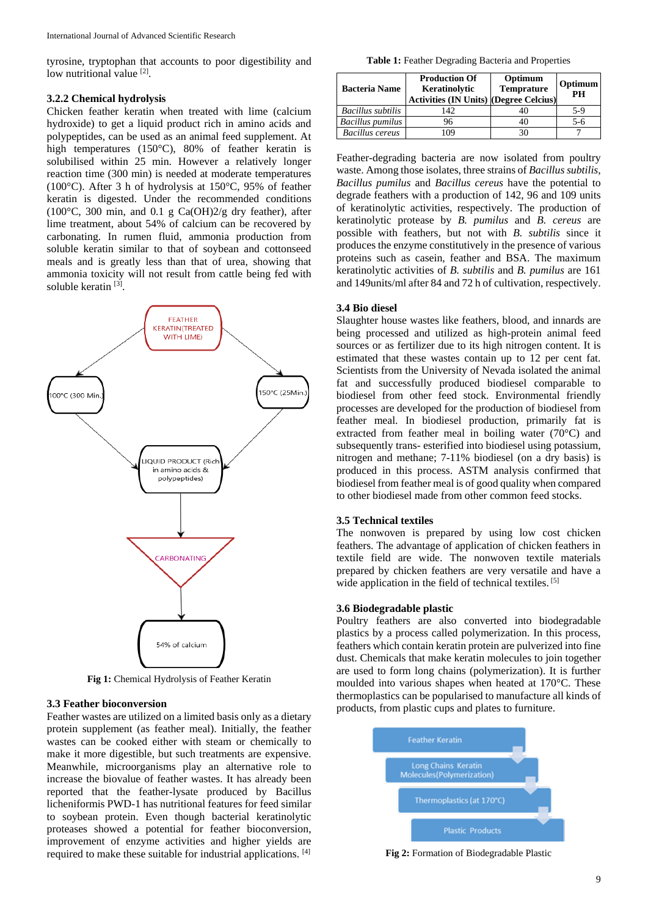tyrosine, tryptophan that accounts to poor digestibility and low nutritional value [2].

### 3.2.2 Chemical hydrolysis

Chicken feather keratin when treated with lime (calcium hydroxide) to get a liquid product rich in amino acids and polypeptides, can be used as an animal feed supplement. At high temperatures (150°C), 80% of feather keratin is solubilised within 25 min. However a relatively longer reaction time (300 min) is needed at moderate temperatures (100°C). After 3 h of hydrolysis at 150°C, 95% of feather keratin is digested. Under the recommended conditions (100°C, 300 min, and 0.1 g $Ca(OH)_2$/g dry feather), after lime treatment, about 54% of calcium can be recovered by carbonating. In rumen fluid, ammonia production from soluble keratin similar to that of soybean and cottonseed meals and is greatly less than that of urea, showing that ammonia toxicity will not result from cattle being fed with soluble keratin [3].

FEATHER KERATIN(TREATED WITH LIME)

100°C (300 Min.)

150°C (25Min.)

LIQUID PRODUCT (Rich in amino acids & polypeptides)

CARBONATING

54% of calcium

**Fig 1:** Chemical Hydrolysis of Feather Keratin

### 3.3 Feather bioconversion

Feather wastes are utilized on a limited basis only as a dietary protein supplement (as feather meal). Initially, the feather wastes can be cooked either with steam or chemically to make it more digestible, but such treatments are expensive. Meanwhile, microorganisms play an alternative role to increase the biovalue of feather wastes. It has already been reported that the feather-lysate produced by Bacillus licheniformis PWD-1 has nutritional features for feed similar to soybean protein. Even though bacterial keratinolytic proteases showed a potential for feather bioconversion, improvement of enzyme activities and higher yields are required to make these suitable for industrial applications. [4]

**Table 1:** Feather Degrading Bacteria and Properties

| Bacteria Name | Production Of Keratinolytic Activities (IN Units) | Optimum Temprature (Degree Celcius) | Optimum PH |
|---|---|---|---|
| *Bacillus subtilis* | 142 | 40 | 5-9 |
| *Bacillus pumilus* | 96 | 40 | 5-6 |
| *Bacillus cereus* | 109 | 30 | 7 |

Feather-degrading bacteria are now isolated from poultry waste. Among those isolates, three strains of *Bacillus subtilis*, *Bacillus pumilus* and *Bacillus cereus* have the potential to degrade feathers with a production of 142, 96 and 109 units of keratinolytic activities, respectively. The production of keratinolytic protease by *B. pumilus* and *B. cereus* are possible with feathers, but not with *B. subtilis* since it produces the enzyme constitutively in the presence of various proteins such as casein, feather and BSA. The maximum keratinolytic activities of *B. subtilis* and *B. pumilus* are 161 and 149units/ml after 84 and 72 h of cultivation, respectively.

### 3.4 Bio diesel

Slaughter house wastes like feathers, blood, and innards are being processed and utilized as high-protein animal feed sources or as fertilizer due to its high nitrogen content. It is estimated that these wastes contain up to 12 per cent fat. Scientists from the University of Nevada isolated the animal fat and successfully produced biodiesel comparable to biodiesel from other feed stock. Environmental friendly processes are developed for the production of biodiesel from feather meal. In biodiesel production, primarily fat is extracted from feather meal in boiling water (70°C) and subsequently trans- esterified into biodiesel using potassium, nitrogen and methane; 7-11% biodiesel (on a dry basis) is produced in this process. ASTM analysis confirmed that biodiesel from feather meal is of good quality when compared to other biodiesel made from other common feed stocks.

### 3.5 Technical textiles

The nonwoven is prepared by using low cost chicken feathers. The advantage of application of chicken feathers in textile field are wide. The nonwoven textile materials prepared by chicken feathers are very versatile and have a wide application in the field of technical textiles. [5]

### 3.6 Biodegradable plastic

Poultry feathers are also converted into biodegradable plastics by a process called polymerization. In this process, feathers which contain keratin protein are pulverized into fine dust. Chemicals that make keratin molecules to join together are used to form long chains (polymerization). It is further moulded into various shapes when heated at 170°C. These thermoplastics can be popularised to manufacture all kinds of products, from plastic cups and plates to furniture.

Feather Keratin

Long Chains Keratin Molecules(Polymerization)

Thermoplastics (at 170°C)

Plastic Products

**Fig 2:** Formation of Biodegradable Plastic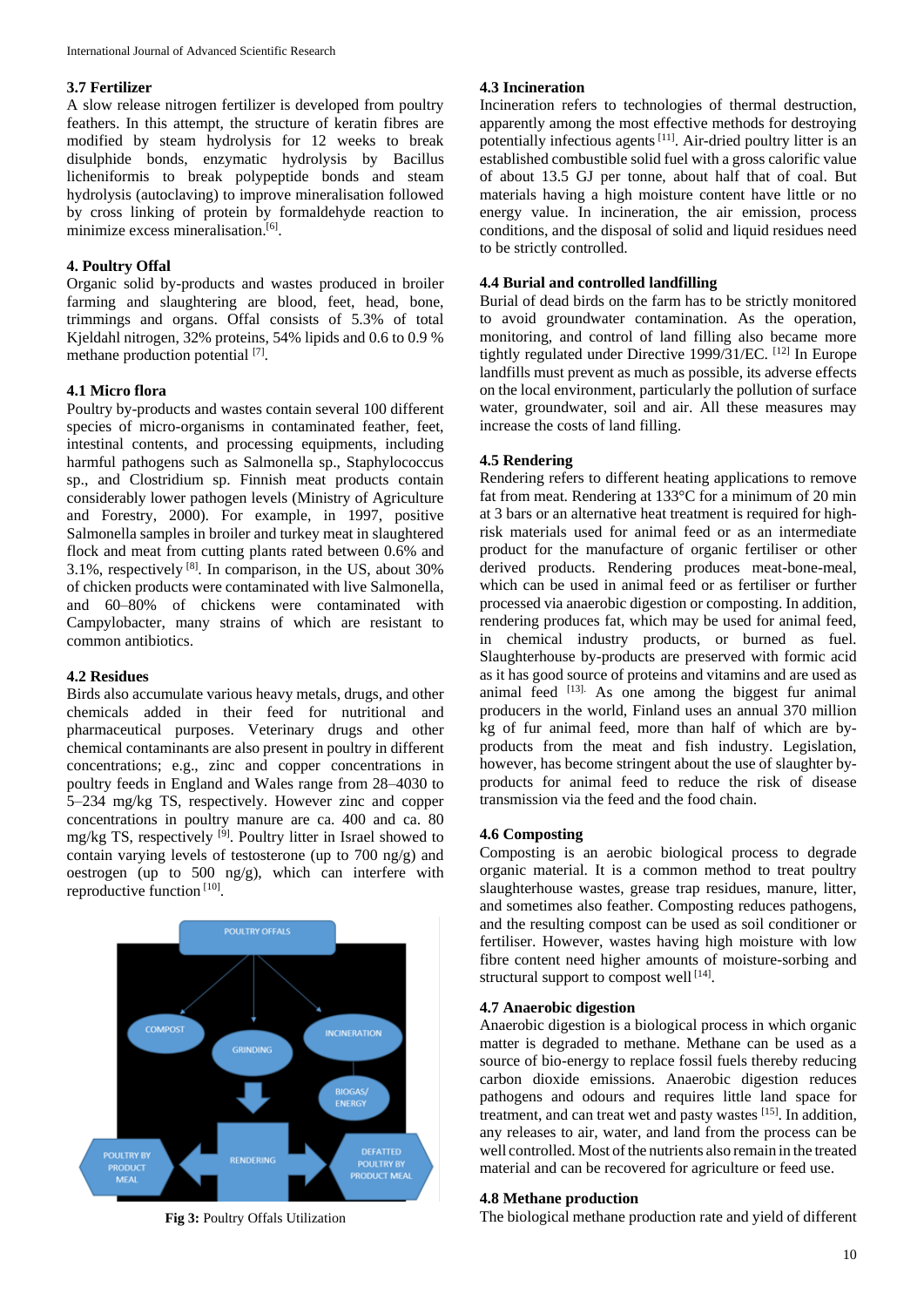### 3.7 Fertilizer

A slow release nitrogen fertilizer is developed from poultry feathers. In this attempt, the structure of keratin fibres are modified by steam hydrolysis for 12 weeks to break disulphide bonds, enzymatic hydrolysis by Bacillus licheniformis to break polypeptide bonds and steam hydrolysis (autoclaving) to improve mineralisation followed by cross linking of protein by formaldehyde reaction to minimize excess mineralisation.[6].

## 4. Poultry Offal

Organic solid by-products and wastes produced in broiler farming and slaughtering are blood, feet, head, bone, trimmings and organs. Offal consists of 5.3% of total Kjeldahl nitrogen, 32% proteins, 54% lipids and 0.6 to 0.9 % methane production potential [7].

### 4.1 Micro flora

Poultry by-products and wastes contain several 100 different species of micro-organisms in contaminated feather, feet, intestinal contents, and processing equipments, including harmful pathogens such as Salmonella sp., Staphylococcus sp., and Clostridium sp. Finnish meat products contain considerably lower pathogen levels (Ministry of Agriculture and Forestry, 2000). For example, in 1997, positive Salmonella samples in broiler and turkey meat in slaughtered flock and meat from cutting plants rated between 0.6% and 3.1%, respectively [8]. In comparison, in the US, about 30% of chicken products were contaminated with live Salmonella, and 60–80% of chickens were contaminated with Campylobacter, many strains of which are resistant to common antibiotics.

### 4.2 Residues

Birds also accumulate various heavy metals, drugs, and other chemicals added in their feed for nutritional and pharmaceutical purposes. Veterinary drugs and other chemical contaminants are also present in poultry in different concentrations; e.g., zinc and copper concentrations in poultry feeds in England and Wales range from 28–4030 to 5–234 mg/kg TS, respectively. However zinc and copper concentrations in poultry manure are ca. 400 and ca. 80 mg/kg TS, respectively [9]. Poultry litter in Israel showed to contain varying levels of testosterone (up to 700 ng/g) and oestrogen (up to 500 ng/g), which can interfere with reproductive function [10].

**Fig 3:** Poultry Offals Utilization

### 4.3 Incineration

Incineration refers to technologies of thermal destruction, apparently among the most effective methods for destroying potentially infectious agents [11]. Air-dried poultry litter is an established combustible solid fuel with a gross calorific value of about 13.5 GJ per tonne, about half that of coal. But materials having a high moisture content have little or no energy value. In incineration, the air emission, process conditions, and the disposal of solid and liquid residues need to be strictly controlled.

### 4.4 Burial and controlled landfilling

Burial of dead birds on the farm has to be strictly monitored to avoid groundwater contamination. As the operation, monitoring, and control of land filling also became more tightly regulated under Directive 1999/31/EC. [12] In Europe landfills must prevent as much as possible, its adverse effects on the local environment, particularly the pollution of surface water, groundwater, soil and air. All these measures may increase the costs of land filling.

### 4.5 Rendering

Rendering refers to different heating applications to remove fat from meat. Rendering at 133°C for a minimum of 20 min at 3 bars or an alternative heat treatment is required for high-risk materials used for animal feed or as an intermediate product for the manufacture of organic fertiliser or other derived products. Rendering produces meat-bone-meal, which can be used in animal feed or as fertiliser or further processed via anaerobic digestion or composting. In addition, rendering produces fat, which may be used for animal feed, in chemical industry products, or burned as fuel. Slaughterhouse by-products are preserved with formic acid as it has good source of proteins and vitamins and are used as animal feed [13]. As one among the biggest fur animal producers in the world, Finland uses an annual 370 million kg of fur animal feed, more than half of which are by-products from the meat and fish industry. Legislation, however, has become stringent about the use of slaughter by-products for animal feed to reduce the risk of disease transmission via the feed and the food chain.

### 4.6 Composting

Composting is an aerobic biological process to degrade organic material. It is a common method to treat poultry slaughterhouse wastes, grease trap residues, manure, litter, and sometimes also feather. Composting reduces pathogens, and the resulting compost can be used as soil conditioner or fertiliser. However, wastes having high moisture with low fibre content need higher amounts of moisture-sorbing and structural support to compost well [14].

### 4.7 Anaerobic digestion

Anaerobic digestion is a biological process in which organic matter is degraded to methane. Methane can be used as a source of bio-energy to replace fossil fuels thereby reducing carbon dioxide emissions. Anaerobic digestion reduces pathogens and odours and requires little land space for treatment, and can treat wet and pasty wastes [15]. In addition, any releases to air, water, and land from the process can be well controlled. Most of the nutrients also remain in the treated material and can be recovered for agriculture or feed use.

### 4.8 Methane production

The biological methane production rate and yield of different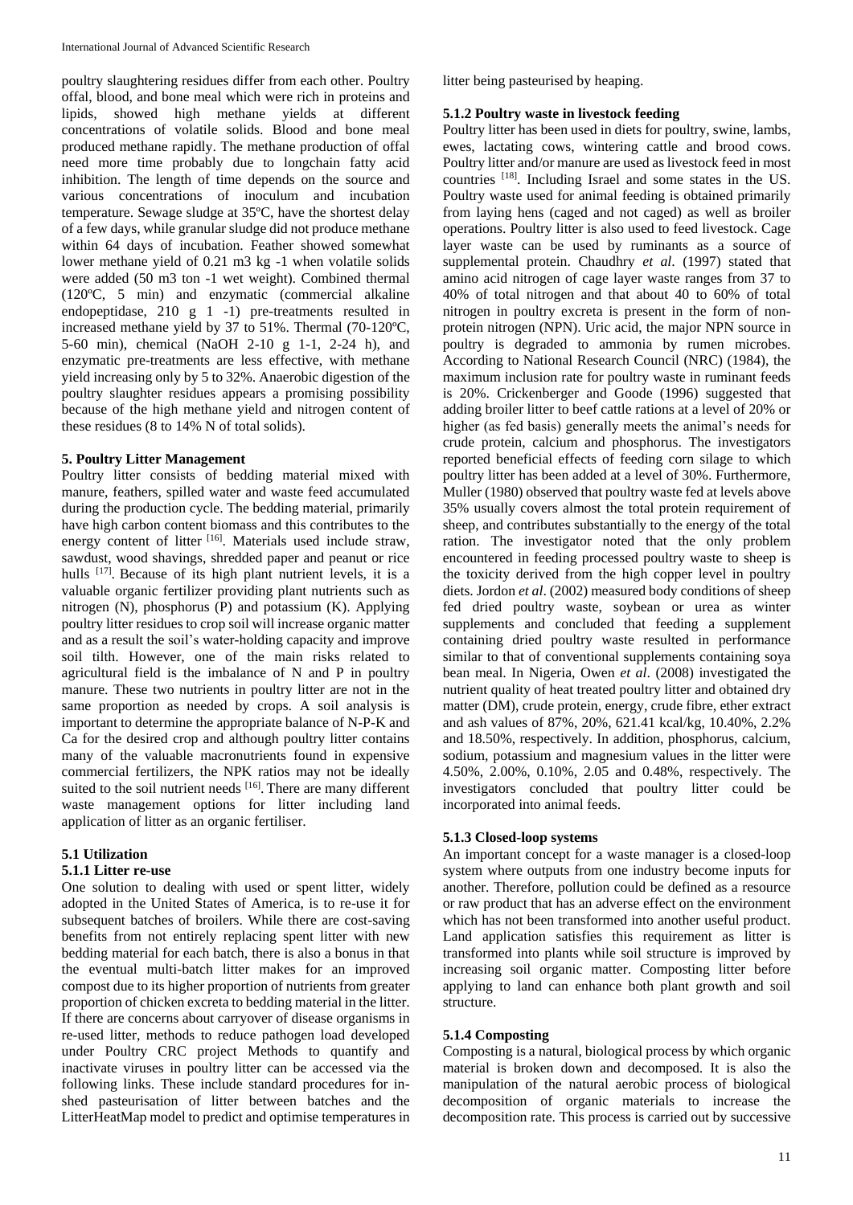poultry slaughtering residues differ from each other. Poultry offal, blood, and bone meal which were rich in proteins and lipids, showed high methane yields at different concentrations of volatile solids. Blood and bone meal produced methane rapidly. The methane production of offal need more time probably due to longchain fatty acid inhibition. The length of time depends on the source and various concentrations of inoculum and incubation temperature. Sewage sludge at 35ºC, have the shortest delay of a few days, while granular sludge did not produce methane within 64 days of incubation. Feather showed somewhat lower methane yield of 0.21 m3 kg -1 when volatile solids were added (50 m3 ton -1 wet weight). Combined thermal (120ºC, 5 min) and enzymatic (commercial alkaline endopeptidase, 210 g 1 -1) pre-treatments resulted in increased methane yield by 37 to 51%. Thermal (70-120ºC, 5-60 min), chemical (NaOH 2-10 g 1-1, 2-24 h), and enzymatic pre-treatments are less effective, with methane yield increasing only by 5 to 32%. Anaerobic digestion of the poultry slaughter residues appears a promising possibility because of the high methane yield and nitrogen content of these residues (8 to 14% N of total solids).

## 5. Poultry Litter Management

Poultry litter consists of bedding material mixed with manure, feathers, spilled water and waste feed accumulated during the production cycle. The bedding material, primarily have high carbon content biomass and this contributes to the energy content of litter [16]. Materials used include straw, sawdust, wood shavings, shredded paper and peanut or rice hulls [17]. Because of its high plant nutrient levels, it is a valuable organic fertilizer providing plant nutrients such as nitrogen (N), phosphorus (P) and potassium (K). Applying poultry litter residues to crop soil will increase organic matter and as a result the soil's water-holding capacity and improve soil tilth. However, one of the main risks related to agricultural field is the imbalance of N and P in poultry manure. These two nutrients in poultry litter are not in the same proportion as needed by crops. A soil analysis is important to determine the appropriate balance of N-P-K and Ca for the desired crop and although poultry litter contains many of the valuable macronutrients found in expensive commercial fertilizers, the NPK ratios may not be ideally suited to the soil nutrient needs [16]. There are many different waste management options for litter including land application of litter as an organic fertiliser.

### 5.1 Utilization

#### 5.1.1 Litter re-use

One solution to dealing with used or spent litter, widely adopted in the United States of America, is to re-use it for subsequent batches of broilers. While there are cost-saving benefits from not entirely replacing spent litter with new bedding material for each batch, there is also a bonus in that the eventual multi-batch litter makes for an improved compost due to its higher proportion of nutrients from greater proportion of chicken excreta to bedding material in the litter. If there are concerns about carryover of disease organisms in re-used litter, methods to reduce pathogen load developed under Poultry CRC project Methods to quantify and inactivate viruses in poultry litter can be accessed via the following links. These include standard procedures for in-shed pasteurisation of litter between batches and the LitterHeatMap model to predict and optimise temperatures in litter being pasteurised by heaping.

#### 5.1.2 Poultry waste in livestock feeding

Poultry litter has been used in diets for poultry, swine, lambs, ewes, lactating cows, wintering cattle and brood cows. Poultry litter and/or manure are used as livestock feed in most countries [18]. Including Israel and some states in the US. Poultry waste used for animal feeding is obtained primarily from laying hens (caged and not caged) as well as broiler operations. Poultry litter is also used to feed livestock. Cage layer waste can be used by ruminants as a source of supplemental protein. Chaudhry *et al*. (1997) stated that amino acid nitrogen of cage layer waste ranges from 37 to 40% of total nitrogen and that about 40 to 60% of total nitrogen in poultry excreta is present in the form of non-protein nitrogen (NPN). Uric acid, the major NPN source in poultry is degraded to ammonia by rumen microbes. According to National Research Council (NRC) (1984), the maximum inclusion rate for poultry waste in ruminant feeds is 20%. Crickenberger and Goode (1996) suggested that adding broiler litter to beef cattle rations at a level of 20% or higher (as fed basis) generally meets the animal's needs for crude protein, calcium and phosphorus. The investigators reported beneficial effects of feeding corn silage to which poultry litter has been added at a level of 30%. Furthermore, Muller (1980) observed that poultry waste fed at levels above 35% usually covers almost the total protein requirement of sheep, and contributes substantially to the energy of the total ration. The investigator noted that the only problem encountered in feeding processed poultry waste to sheep is the toxicity derived from the high copper level in poultry diets. Jordon *et al*. (2002) measured body conditions of sheep fed dried poultry waste, soybean or urea as winter supplements and concluded that feeding a supplement containing dried poultry waste resulted in performance similar to that of conventional supplements containing soya bean meal. In Nigeria, Owen *et al*. (2008) investigated the nutrient quality of heat treated poultry litter and obtained dry matter (DM), crude protein, energy, crude fibre, ether extract and ash values of 87%, 20%, 621.41 kcal/kg, 10.40%, 2.2% and 18.50%, respectively. In addition, phosphorus, calcium, sodium, potassium and magnesium values in the litter were 4.50%, 2.00%, 0.10%, 2.05 and 0.48%, respectively. The investigators concluded that poultry litter could be incorporated into animal feeds.

#### 5.1.3 Closed-loop systems

An important concept for a waste manager is a closed-loop system where outputs from one industry become inputs for another. Therefore, pollution could be defined as a resource or raw product that has an adverse effect on the environment which has not been transformed into another useful product. Land application satisfies this requirement as litter is transformed into plants while soil structure is improved by increasing soil organic matter. Composting litter before applying to land can enhance both plant growth and soil structure.

#### 5.1.4 Composting

Composting is a natural, biological process by which organic material is broken down and decomposed. It is also the manipulation of the natural aerobic process of biological decomposition of organic materials to increase the decomposition rate. This process is carried out by successive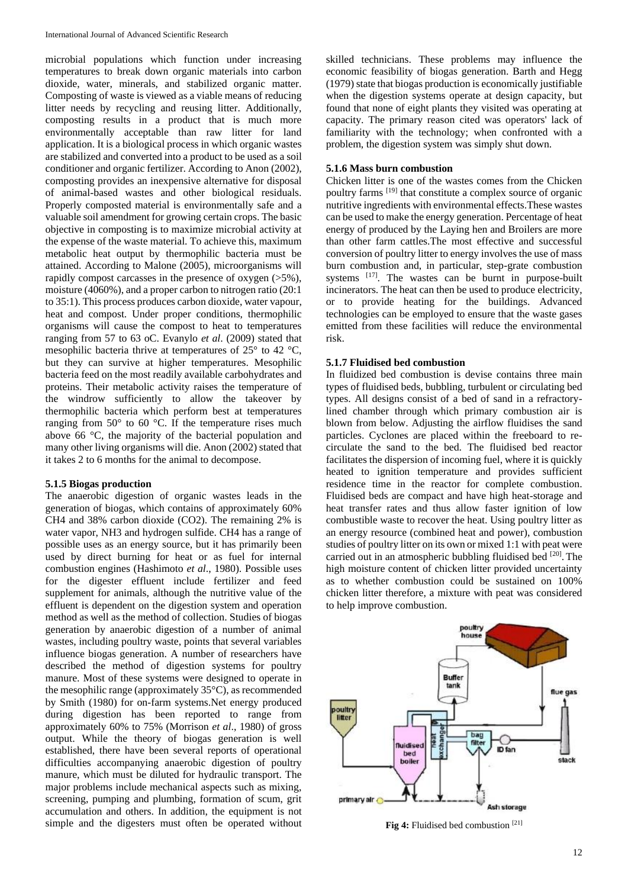microbial populations which function under increasing temperatures to break down organic materials into carbon dioxide, water, minerals, and stabilized organic matter. Composting of waste is viewed as a viable means of reducing litter needs by recycling and reusing litter. Additionally, composting results in a product that is much more environmentally acceptable than raw litter for land application. It is a biological process in which organic wastes are stabilized and converted into a product to be used as a soil conditioner and organic fertilizer. According to Anon (2002), composting provides an inexpensive alternative for disposal of animal-based wastes and other biological residuals. Properly composted material is environmentally safe and a valuable soil amendment for growing certain crops. The basic objective in composting is to maximize microbial activity at the expense of the waste material. To achieve this, maximum metabolic heat output by thermophilic bacteria must be attained. According to Malone (2005), microorganisms will rapidly compost carcasses in the presence of oxygen (>5%), moisture (4060%), and a proper carbon to nitrogen ratio (20:1 to 35:1). This process produces carbon dioxide, water vapour, heat and compost. Under proper conditions, thermophilic organisms will cause the compost to heat to temperatures ranging from 57 to 63 oC. Evanylo *et al*. (2009) stated that mesophilic bacteria thrive at temperatures of 25° to 42 °C, but they can survive at higher temperatures. Mesophilic bacteria feed on the most readily available carbohydrates and proteins. Their metabolic activity raises the temperature of the windrow sufficiently to allow the takeover by thermophilic bacteria which perform best at temperatures ranging from 50° to 60 °C. If the temperature rises much above 66 °C, the majority of the bacterial population and many other living organisms will die. Anon (2002) stated that it takes 2 to 6 months for the animal to decompose.

### 5.1.5 Biogas production

The anaerobic digestion of organic wastes leads in the generation of biogas, which contains of approximately 60% $CH_4$ and 38% carbon dioxide ($CO_2$). The remaining 2% is water vapor, $NH_3$ and hydrogen sulfide. $CH_4$ has a range of possible uses as an energy source, but it has primarily been used by direct burning for heat or as fuel for internal combustion engines (Hashimoto *et al*., 1980). Possible uses for the digester effluent include fertilizer and feed supplement for animals, although the nutritive value of the effluent is dependent on the digestion system and operation method as well as the method of collection. Studies of biogas generation by anaerobic digestion of a number of animal wastes, including poultry waste, points that several variables influence biogas generation. A number of researchers have described the method of digestion systems for poultry manure. Most of these systems were designed to operate in the mesophilic range (approximately 35°C), as recommended by Smith (1980) for on-farm systems.Net energy produced during digestion has been reported to range from approximately 60% to 75% (Morrison *et al*., 1980) of gross output. While the theory of biogas generation is well established, there have been several reports of operational difficulties accompanying anaerobic digestion of poultry manure, which must be diluted for hydraulic transport. The major problems include mechanical aspects such as mixing, screening, pumping and plumbing, formation of scum, grit accumulation and others. In addition, the equipment is not simple and the digesters must often be operated without skilled technicians. These problems may influence the economic feasibility of biogas generation. Barth and Hegg (1979) state that biogas production is economically justifiable when the digestion systems operate at design capacity, but found that none of eight plants they visited was operating at capacity. The primary reason cited was operators' lack of familiarity with the technology; when confronted with a problem, the digestion system was simply shut down.

### 5.1.6 Mass burn combustion

Chicken litter is one of the wastes comes from the Chicken poultry farms [19] that constitute a complex source of organic nutritive ingredients with environmental effects.These wastes can be used to make the energy generation. Percentage of heat energy of produced by the Laying hen and Broilers are more than other farm cattles.The most effective and successful conversion of poultry litter to energy involves the use of mass burn combustion and, in particular, step-grate combustion systems [17]. The wastes can be burnt in purpose-built incinerators. The heat can then be used to produce electricity, or to provide heating for the buildings. Advanced technologies can be employed to ensure that the waste gases emitted from these facilities will reduce the environmental risk.

### 5.1.7 Fluidised bed combustion

In fluidized bed combustion is devise contains three main types of fluidised beds, bubbling, turbulent or circulating bed types. All designs consist of a bed of sand in a refractory-lined chamber through which primary combustion air is blown from below. Adjusting the airflow fluidises the sand particles. Cyclones are placed within the freeboard to re-circulate the sand to the bed. The fluidised bed reactor facilitates the dispersion of incoming fuel, where it is quickly heated to ignition temperature and provides sufficient residence time in the reactor for complete combustion. Fluidised beds are compact and have high heat-storage and heat transfer rates and thus allow faster ignition of low combustible waste to recover the heat. Using poultry litter as an energy resource (combined heat and power), combustion studies of poultry litter on its own or mixed 1:1 with peat were carried out in an atmospheric bubbling fluidised bed [20]. The high moisture content of chicken litter provided uncertainty as to whether combustion could be sustained on 100% chicken litter therefore, a mixture with peat was considered to help improve combustion.

**Fig 4:** Fluidised bed combustion [21]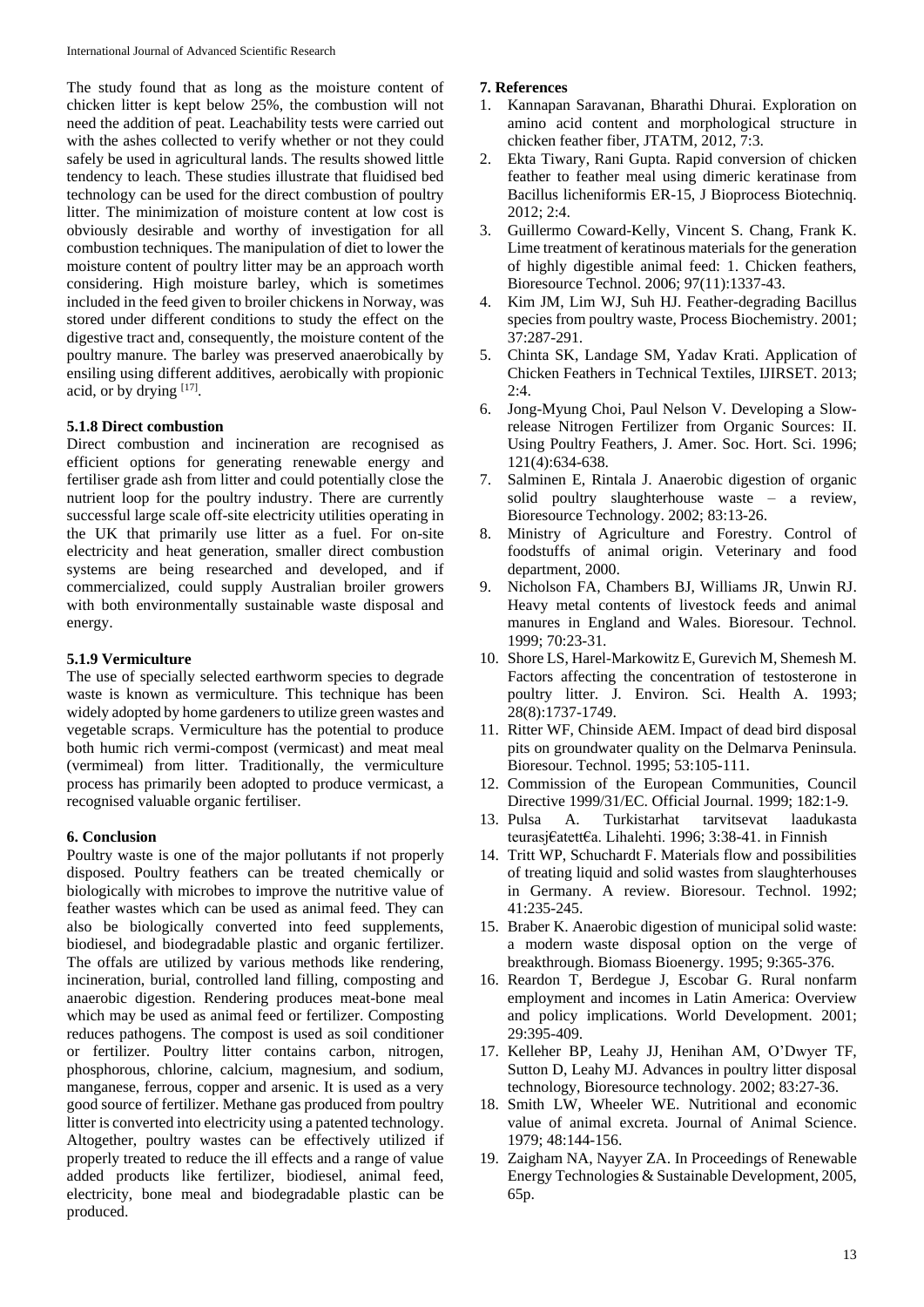The study found that as long as the moisture content of chicken litter is kept below 25%, the combustion will not need the addition of peat. Leachability tests were carried out with the ashes collected to verify whether or not they could safely be used in agricultural lands. The results showed little tendency to leach. These studies illustrate that fluidised bed technology can be used for the direct combustion of poultry litter. The minimization of moisture content at low cost is obviously desirable and worthy of investigation for all combustion techniques. The manipulation of diet to lower the moisture content of poultry litter may be an approach worth considering. High moisture barley, which is sometimes included in the feed given to broiler chickens in Norway, was stored under different conditions to study the effect on the digestive tract and, consequently, the moisture content of the poultry manure. The barley was preserved anaerobically by ensiling using different additives, aerobically with propionic acid, or by drying [17].

### 5.1.8 Direct combustion

Direct combustion and incineration are recognised as efficient options for generating renewable energy and fertiliser grade ash from litter and could potentially close the nutrient loop for the poultry industry. There are currently successful large scale off-site electricity utilities operating in the UK that primarily use litter as a fuel. For on-site electricity and heat generation, smaller direct combustion systems are being researched and developed, and if commercialized, could supply Australian broiler growers with both environmentally sustainable waste disposal and energy.

### 5.1.9 Vermiculture

The use of specially selected earthworm species to degrade waste is known as vermiculture. This technique has been widely adopted by home gardeners to utilize green wastes and vegetable scraps. Vermiculture has the potential to produce both humic rich vermi-compost (vermicast) and meat meal (vermimeal) from litter. Traditionally, the vermiculture process has primarily been adopted to produce vermicast, a recognised valuable organic fertiliser.

## 6. Conclusion

Poultry waste is one of the major pollutants if not properly disposed. Poultry feathers can be treated chemically or biologically with microbes to improve the nutritive value of feather wastes which can be used as animal feed. They can also be biologically converted into feed supplements, biodiesel, and biodegradable plastic and organic fertilizer. The offals are utilized by various methods like rendering, incineration, burial, controlled land filling, composting and anaerobic digestion. Rendering produces meat-bone meal which may be used as animal feed or fertilizer. Composting reduces pathogens. The compost is used as soil conditioner or fertilizer. Poultry litter contains carbon, nitrogen, phosphorous, chlorine, calcium, magnesium, and sodium, manganese, ferrous, copper and arsenic. It is used as a very good source of fertilizer. Methane gas produced from poultry litter is converted into electricity using a patented technology. Altogether, poultry wastes can be effectively utilized if properly treated to reduce the ill effects and a range of value added products like fertilizer, biodiesel, animal feed, electricity, bone meal and biodegradable plastic can be produced.

## 7. References

1. Kannapan Saravanan, Bharathi Dhurai. Exploration on amino acid content and morphological structure in chicken feather fiber, JTATM, 2012, 7:3.
2. Ekta Tiwary, Rani Gupta. Rapid conversion of chicken feather to feather meal using dimeric keratinase from Bacillus licheniformis ER-15, J Bioprocess Biotechniq. 2012; 2:4.
3. Guillermo Coward-Kelly, Vincent S. Chang, Frank K. Lime treatment of keratinous materials for the generation of highly digestible animal feed: 1. Chicken feathers, Bioresource Technol. 2006; 97(11):1337-43.
4. Kim JM, Lim WJ, Suh HJ. Feather-degrading Bacillus species from poultry waste, Process Biochemistry. 2001; 37:287-291.
5. Chinta SK, Landage SM, Yadav Krati. Application of Chicken Feathers in Technical Textiles, IJIRSET. 2013; 2:4.
6. Jong-Myung Choi, Paul Nelson V. Developing a Slow-release Nitrogen Fertilizer from Organic Sources: II. Using Poultry Feathers, J. Amer. Soc. Hort. Sci. 1996; 121(4):634-638.
7. Salminen E, Rintala J. Anaerobic digestion of organic solid poultry slaughterhouse waste – a review, Bioresource Technology. 2002; 83:13-26.
8. Ministry of Agriculture and Forestry. Control of foodstuffs of animal origin. Veterinary and food department, 2000.
9. Nicholson FA, Chambers BJ, Williams JR, Unwin RJ. Heavy metal contents of livestock feeds and animal manures in England and Wales. Bioresour. Technol. 1999; 70:23-31.
10. Shore LS, Harel-Markowitz E, Gurevich M, Shemesh M. Factors affecting the concentration of testosterone in poultry litter. J. Environ. Sci. Health A. 1993; 28(8):1737-1749.
11. Ritter WF, Chinside AEM. Impact of dead bird disposal pits on groundwater quality on the Delmarva Peninsula. Bioresour. Technol. 1995; 53:105-111.
12. Commission of the European Communities, Council Directive 1999/31/EC. Official Journal. 1999; 182:1-9.
13. Pulsa A. Turkistarhat tarvitsevat laadukasta teurasj€atett€a. Lihalehti. 1996; 3:38-41. in Finnish
14. Tritt WP, Schuchardt F. Materials flow and possibilities of treating liquid and solid wastes from slaughterhouses in Germany. A review. Bioresour. Technol. 1992; 41:235-245.
15. Braber K. Anaerobic digestion of municipal solid waste: a modern waste disposal option on the verge of breakthrough. Biomass Bioenergy. 1995; 9:365-376.
16. Reardon T, Berdegue J, Escobar G. Rural nonfarm employment and incomes in Latin America: Overview and policy implications. World Development. 2001; 29:395-409.
17. Kelleher BP, Leahy JJ, Henihan AM, O'Dwyer TF, Sutton D, Leahy MJ. Advances in poultry litter disposal technology, Bioresource technology. 2002; 83:27-36.
18. Smith LW, Wheeler WE. Nutritional and economic value of animal excreta. Journal of Animal Science. 1979; 48:144-156.
19. Zaigham NA, Nayyer ZA. In Proceedings of Renewable Energy Technologies & Sustainable Development, 2005, 65p.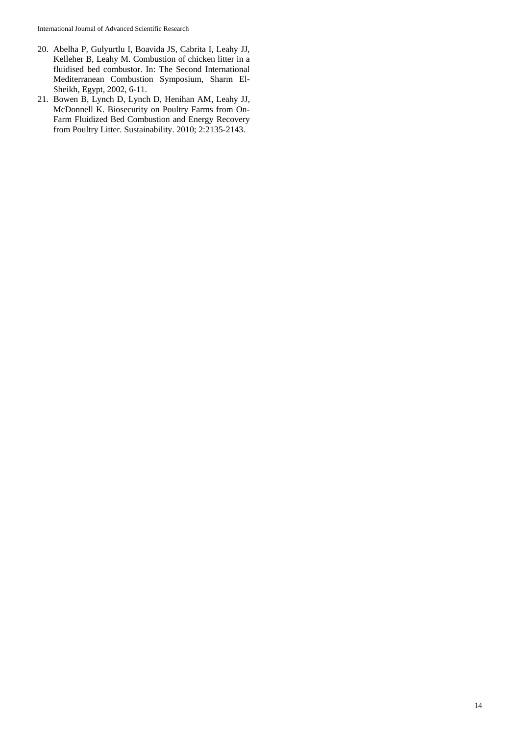20. Abelha P, Gulyurtlu I, Boavida JS, Cabrita I, Leahy JJ, Kelleher B, Leahy M. Combustion of chicken litter in a fluidised bed combustor. In: The Second International Mediterranean Combustion Symposium, Sharm El-Sheikh, Egypt, 2002, 6-11.
21. Bowen B, Lynch D, Lynch D, Henihan AM, Leahy JJ, McDonnell K. Biosecurity on Poultry Farms from On-Farm Fluidized Bed Combustion and Energy Recovery from Poultry Litter. Sustainability. 2010; 2:2135-2143.